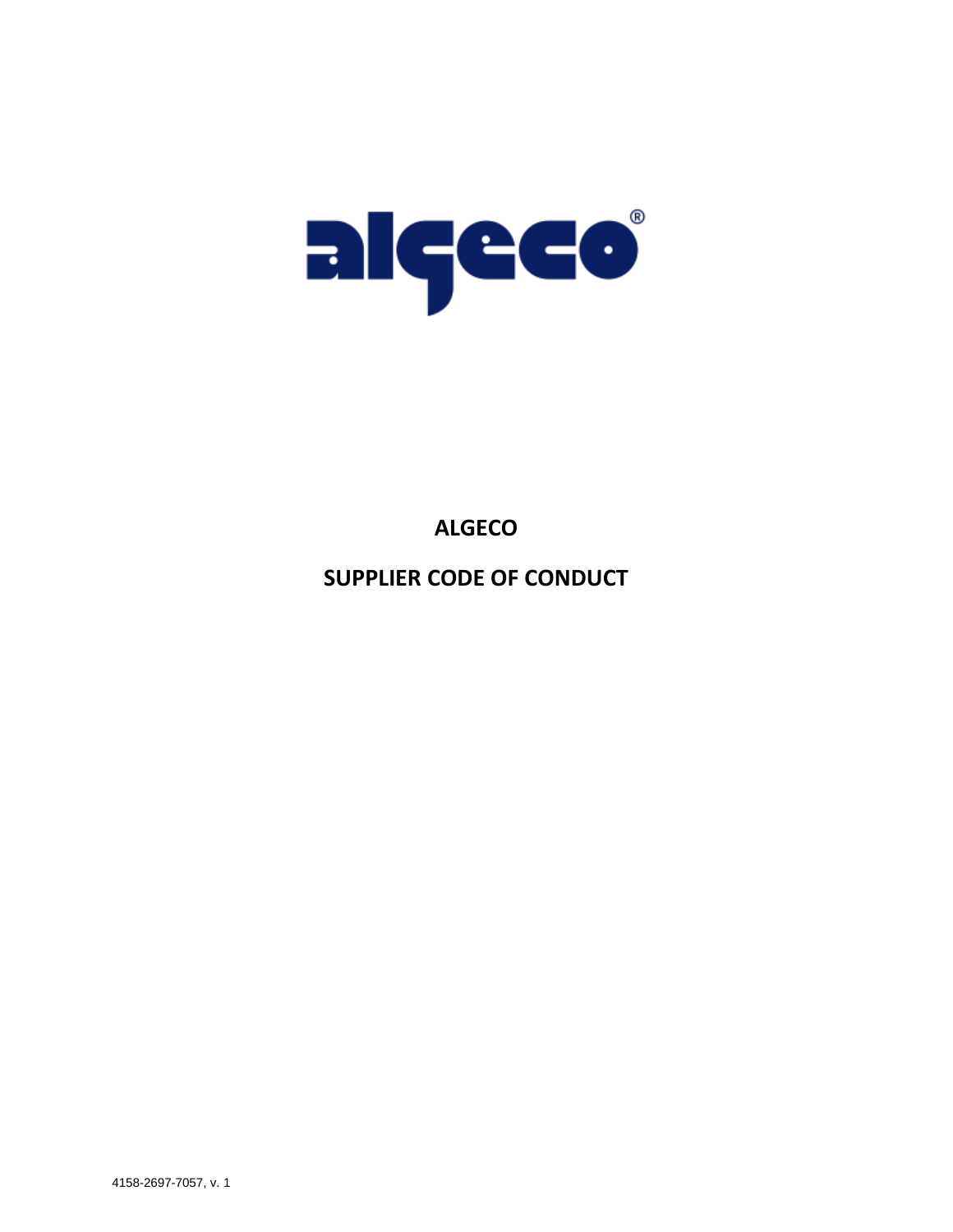# ALGECO

## SUPPLIER CODE OF CONDUCT

4158-2697-7057, v. 1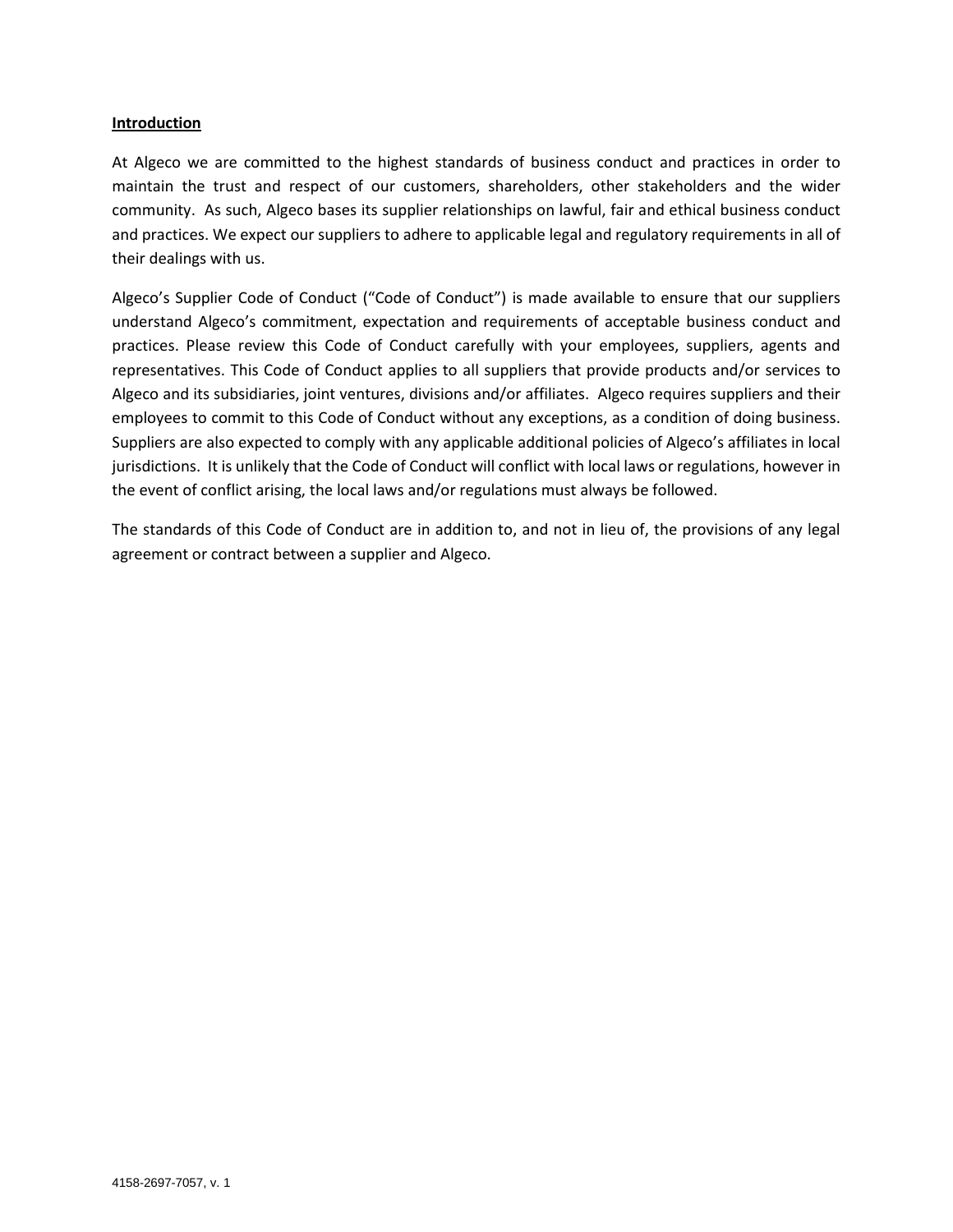## **Introduction**

At Algeco we are committed to the highest standards of business conduct and practices in order to maintain the trust and respect of our customers, shareholders, other stakeholders and the wider community. As such, Algeco bases its supplier relationships on lawful, fair and ethical business conduct and practices. We expect our suppliers to adhere to applicable legal and regulatory requirements in all of their dealings with us.

Algeco's Supplier Code of Conduct ("Code of Conduct") is made available to ensure that our suppliers understand Algeco's commitment, expectation and requirements of acceptable business conduct and practices. Please review this Code of Conduct carefully with your employees, suppliers, agents and representatives. This Code of Conduct applies to all suppliers that provide products and/or services to Algeco and its subsidiaries, joint ventures, divisions and/or affiliates. Algeco requires suppliers and their employees to commit to this Code of Conduct without any exceptions, as a condition of doing business. Suppliers are also expected to comply with any applicable additional policies of Algeco's affiliates in local jurisdictions. It is unlikely that the Code of Conduct will conflict with local laws or regulations, however in the event of conflict arising, the local laws and/or regulations must always be followed.

The standards of this Code of Conduct are in addition to, and not in lieu of, the provisions of any legal agreement or contract between a supplier and Algeco.

4158-2697-7057, v. 1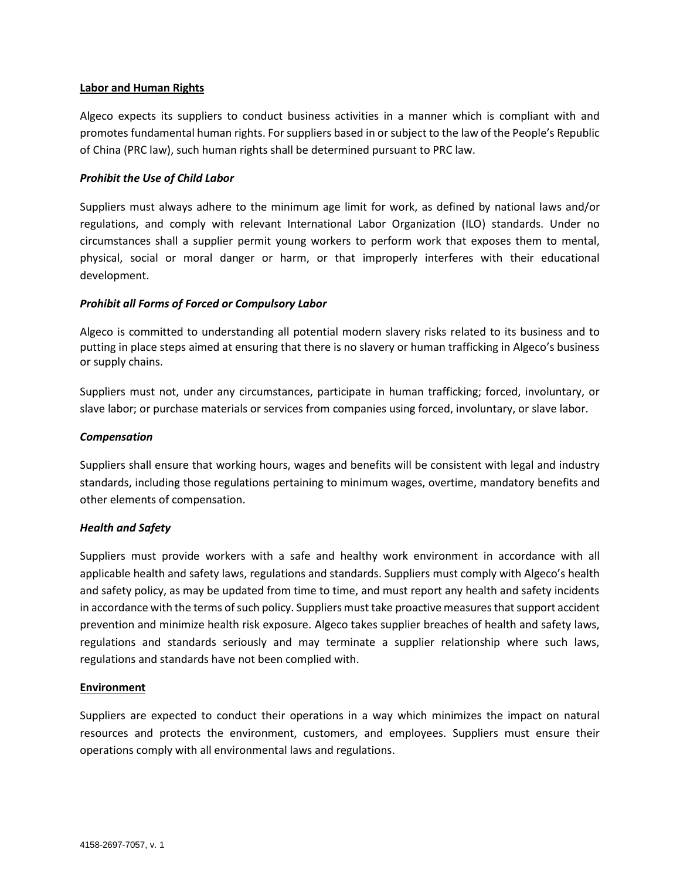## Labor and Human Rights

Algeco expects its suppliers to conduct business activities in a manner which is compliant with and promotes fundamental human rights. For suppliers based in or subject to the law of the People's Republic of China (PRC law), such human rights shall be determined pursuant to PRC law.

### *Prohibit the Use of Child Labor*

Suppliers must always adhere to the minimum age limit for work, as defined by national laws and/or regulations, and comply with relevant International Labor Organization (ILO) standards. Under no circumstances shall a supplier permit young workers to perform work that exposes them to mental, physical, social or moral danger or harm, or that improperly interferes with their educational development.

### *Prohibit all Forms of Forced or Compulsory Labor*

Algeco is committed to understanding all potential modern slavery risks related to its business and to putting in place steps aimed at ensuring that there is no slavery or human trafficking in Algeco's business or supply chains.

Suppliers must not, under any circumstances, participate in human trafficking; forced, involuntary, or slave labor; or purchase materials or services from companies using forced, involuntary, or slave labor.

### *Compensation*

Suppliers shall ensure that working hours, wages and benefits will be consistent with legal and industry standards, including those regulations pertaining to minimum wages, overtime, mandatory benefits and other elements of compensation.

### *Health and Safety*

Suppliers must provide workers with a safe and healthy work environment in accordance with all applicable health and safety laws, regulations and standards. Suppliers must comply with Algeco's health and safety policy, as may be updated from time to time, and must report any health and safety incidents in accordance with the terms of such policy. Suppliers must take proactive measures that support accident prevention and minimize health risk exposure. Algeco takes supplier breaches of health and safety laws, regulations and standards seriously and may terminate a supplier relationship where such laws, regulations and standards have not been complied with.

## Environment

Suppliers are expected to conduct their operations in a way which minimizes the impact on natural resources and protects the environment, customers, and employees. Suppliers must ensure their operations comply with all environmental laws and regulations.

4158-2697-7057, v. 1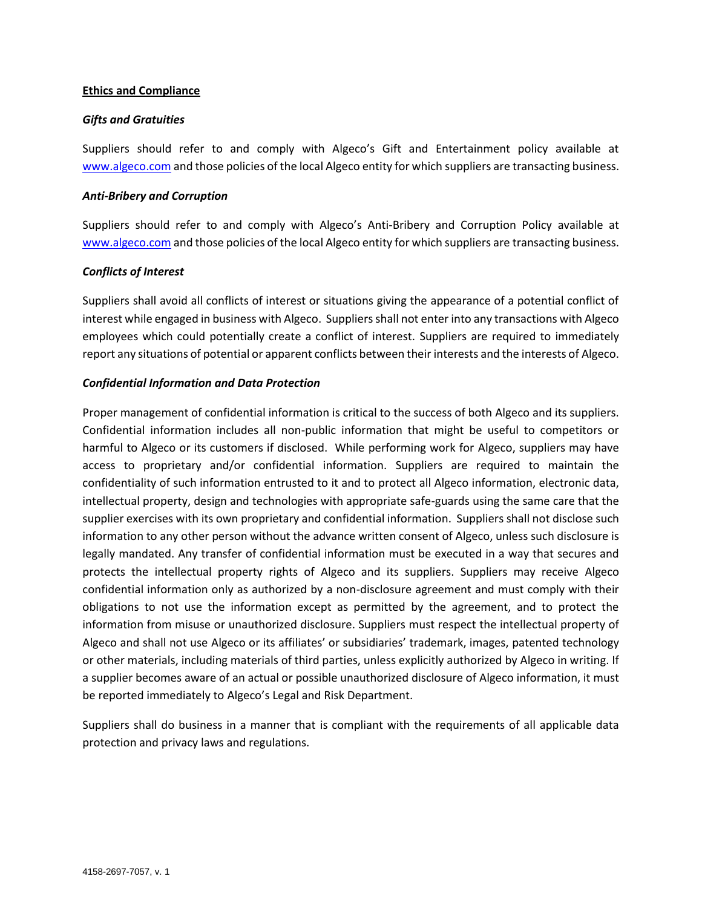## Ethics and Compliance

### *Gifts and Gratuities*

Suppliers should refer to and comply with Algeco's Gift and Entertainment policy available at [www.algeco.com](www.algeco.com) and those policies of the local Algeco entity for which suppliers are transacting business.

### *Anti-Bribery and Corruption*

Suppliers should refer to and comply with Algeco's Anti-Bribery and Corruption Policy available at [www.algeco.com](www.algeco.com) and those policies of the local Algeco entity for which suppliers are transacting business.

### *Conflicts of Interest*

Suppliers shall avoid all conflicts of interest or situations giving the appearance of a potential conflict of interest while engaged in business with Algeco. Suppliers shall not enter into any transactions with Algeco employees which could potentially create a conflict of interest. Suppliers are required to immediately report any situations of potential or apparent conflicts between their interests and the interests of Algeco.

### *Confidential Information and Data Protection*

Proper management of confidential information is critical to the success of both Algeco and its suppliers. Confidential information includes all non-public information that might be useful to competitors or harmful to Algeco or its customers if disclosed. While performing work for Algeco, suppliers may have access to proprietary and/or confidential information. Suppliers are required to maintain the confidentiality of such information entrusted to it and to protect all Algeco information, electronic data, intellectual property, design and technologies with appropriate safe-guards using the same care that the supplier exercises with its own proprietary and confidential information. Suppliers shall not disclose such information to any other person without the advance written consent of Algeco, unless such disclosure is legally mandated. Any transfer of confidential information must be executed in a way that secures and protects the intellectual property rights of Algeco and its suppliers. Suppliers may receive Algeco confidential information only as authorized by a non-disclosure agreement and must comply with their obligations to not use the information except as permitted by the agreement, and to protect the information from misuse or unauthorized disclosure. Suppliers must respect the intellectual property of Algeco and shall not use Algeco or its affiliates' or subsidiaries' trademark, images, patented technology or other materials, including materials of third parties, unless explicitly authorized by Algeco in writing. If a supplier becomes aware of an actual or possible unauthorized disclosure of Algeco information, it must be reported immediately to Algeco's Legal and Risk Department.

Suppliers shall do business in a manner that is compliant with the requirements of all applicable data protection and privacy laws and regulations.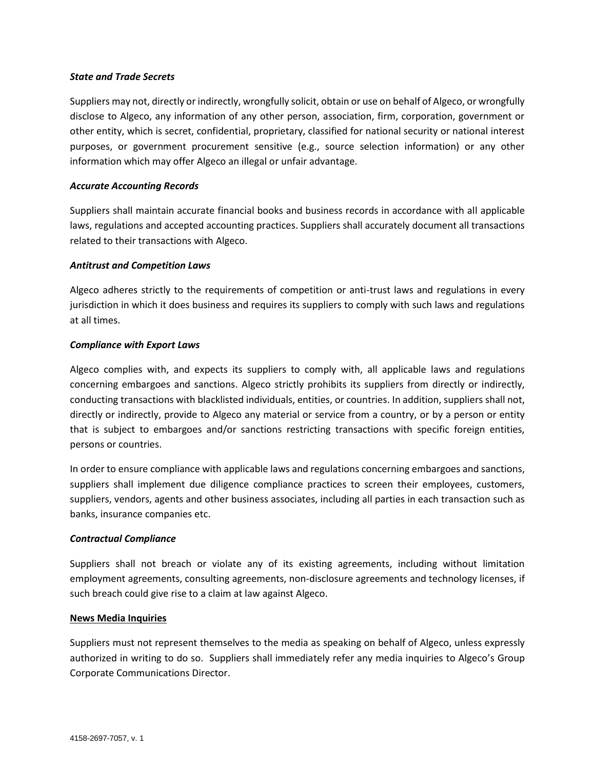***State and Trade Secrets***

Suppliers may not, directly or indirectly, wrongfully solicit, obtain or use on behalf of Algeco, or wrongfully disclose to Algeco, any information of any other person, association, firm, corporation, government or other entity, which is secret, confidential, proprietary, classified for national security or national interest purposes, or government procurement sensitive (e.g., source selection information) or any other information which may offer Algeco an illegal or unfair advantage.

***Accurate Accounting Records***

Suppliers shall maintain accurate financial books and business records in accordance with all applicable laws, regulations and accepted accounting practices. Suppliers shall accurately document all transactions related to their transactions with Algeco.

***Antitrust and Competition Laws***

Algeco adheres strictly to the requirements of competition or anti-trust laws and regulations in every jurisdiction in which it does business and requires its suppliers to comply with such laws and regulations at all times.

***Compliance with Export Laws***

Algeco complies with, and expects its suppliers to comply with, all applicable laws and regulations concerning embargoes and sanctions. Algeco strictly prohibits its suppliers from directly or indirectly, conducting transactions with blacklisted individuals, entities, or countries. In addition, suppliers shall not, directly or indirectly, provide to Algeco any material or service from a country, or by a person or entity that is subject to embargoes and/or sanctions restricting transactions with specific foreign entities, persons or countries.

In order to ensure compliance with applicable laws and regulations concerning embargoes and sanctions, suppliers shall implement due diligence compliance practices to screen their employees, customers, suppliers, vendors, agents and other business associates, including all parties in each transaction such as banks, insurance companies etc.

***Contractual Compliance***

Suppliers shall not breach or violate any of its existing agreements, including without limitation employment agreements, consulting agreements, non-disclosure agreements and technology licenses, if such breach could give rise to a claim at law against Algeco.

**News Media Inquiries**

Suppliers must not represent themselves to the media as speaking on behalf of Algeco, unless expressly authorized in writing to do so. Suppliers shall immediately refer any media inquiries to Algeco's Group Corporate Communications Director.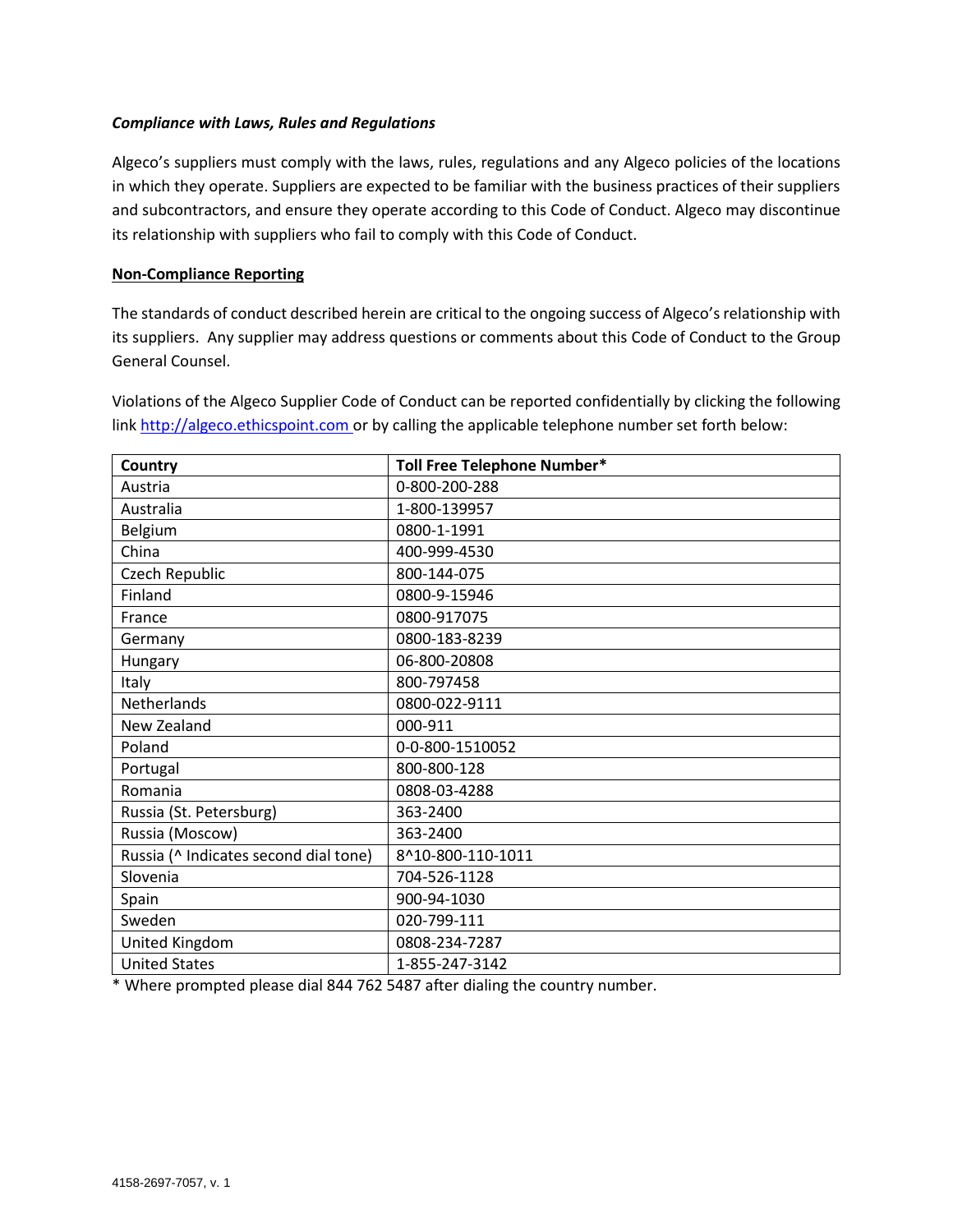***Compliance with Laws, Rules and Regulations***

Algeco's suppliers must comply with the laws, rules, regulations and any Algeco policies of the locations in which they operate. Suppliers are expected to be familiar with the business practices of their suppliers and subcontractors, and ensure they operate according to this Code of Conduct. Algeco may discontinue its relationship with suppliers who fail to comply with this Code of Conduct.

**Non-Compliance Reporting**

The standards of conduct described herein are critical to the ongoing success of Algeco's relationship with its suppliers. Any supplier may address questions or comments about this Code of Conduct to the Group General Counsel.

Violations of the Algeco Supplier Code of Conduct can be reported confidentially by clicking the following link [http://algeco.ethicspoint.com](http://algeco.ethicspoint.com) or by calling the applicable telephone number set forth below:

| Country | Toll Free Telephone Number* |
|---|---|
| Austria | 0-800-200-288 |
| Australia | 1-800-139957 |
| Belgium | 0800-1-1991 |
| China | 400-999-4530 |
| Czech Republic | 800-144-075 |
| Finland | 0800-9-15946 |
| France | 0800-917075 |
| Germany | 0800-183-8239 |
| Hungary | 06-800-20808 |
| Italy | 800-797458 |
| Netherlands | 0800-022-9111 |
| New Zealand | 000-911 |
| Poland | 0-0-800-1510052 |
| Portugal | 800-800-128 |
| Romania | 0808-03-4288 |
| Russia (St. Petersburg) | 363-2400 |
| Russia (Moscow) | 363-2400 |
| Russia (^ Indicates second dial tone) | 8^10-800-110-1011 |
| Slovenia | 704-526-1128 |
| Spain | 900-94-1030 |
| Sweden | 020-799-111 |
| United Kingdom | 0808-234-7287 |
| United States | 1-855-247-3142 |

* Where prompted please dial 844 762 5487 after dialing the country number.

4158-2697-7057, v. 1